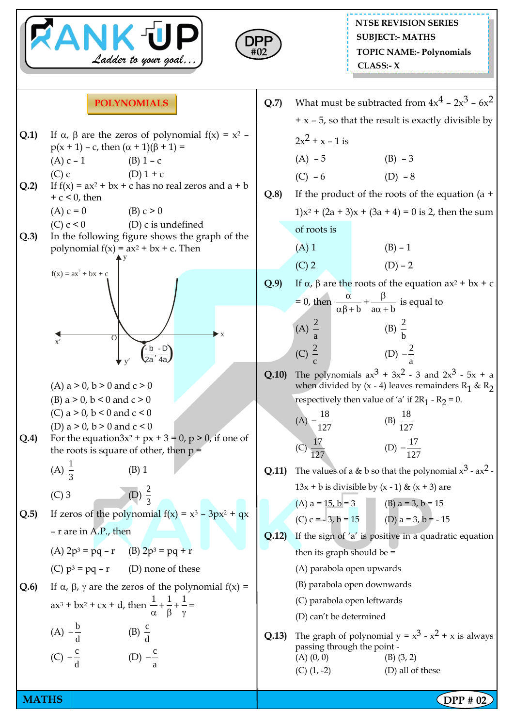NTSE REVISION SERIES
SUBJECT:- MATHS
TOPIC NAME:- Polynomials
CLASS:- X

DPP #02

## POLYNOMIALS

**Q.1)** If α, β are the zeros of polynomial $f(x) = x^2 - p(x + 1) - c$, then $(\alpha + 1)(\beta + 1) =$

(A) $c - 1$ (B) $1 - c$
(C) $c$ (D) $1 + c$

**Q.2)** If $f(x) = ax^2 + bx + c$ has no real zeros and $a + b + c < 0$, then

(A) $c = 0$ (B) $c > 0$
(C) $c < 0$ (D) c is undefined

**Q.3)** In the following figure shows the graph of the polynomial $f(x) = ax^2 + bx + c$. Then

$f(x) = ax^2 + bx + c$, vertex $\left(\frac{-b}{2a}, \frac{-D}{4a}\right)$

(A) $a > 0$, $b > 0$ and $c > 0$
(B) $a > 0$, $b < 0$ and $c > 0$
(C) $a > 0$, $b < 0$ and $c < 0$
(D) $a > 0$, $b > 0$ and $c < 0$

**Q.4)** For the equation $3x^2 + px + 3 = 0$, $p > 0$, if one of the roots is square of other, then $p =$

(A) $\frac{1}{3}$ (B) 1
(C) 3 (D) $\frac{2}{3}$

**Q.5)** If zeros of the polynomial $f(x) = x^3 - 3px^2 + qx - r$ are in A.P., then

(A) $2p^3 = pq - r$ (B) $2p^3 = pq + r$
(C) $p^3 = pq - r$ (D) none of these

**Q.6)** If α, β, γ are the zeros of the polynomial $f(x) = ax^3 + bx^2 + cx + d$, then $\frac{1}{\alpha} + \frac{1}{\beta} + \frac{1}{\gamma} =$

(A) $-\frac{b}{d}$ (B) $\frac{c}{d}$
(C) $-\frac{c}{d}$ (D) $-\frac{c}{a}$

**Q.7)** What must be subtracted from $4x^4 - 2x^3 - 6x^2 + x - 5$, so that the result is exactly divisible by $2x^2 + x - 1$ is

(A) $-5$ (B) $-3$
(C) $-6$ (D) $-8$

**Q.8)** If the product of the roots of the equation $(a + 1)x^2 + (2a + 3)x + (3a + 4) = 0$ is 2, then the sum of roots is

(A) 1 (B) $-1$
(C) 2 (D) $-2$

**Q.9)** If α, β are the roots of the equation $ax^2 + bx + c = 0$, then $\frac{\alpha}{\alpha\beta + b} + \frac{\beta}{a\alpha + b}$ is equal to

(A) $\frac{2}{a}$ (B) $\frac{2}{b}$
(C) $\frac{2}{c}$ (D) $-\frac{2}{a}$

**Q.10)** The polynomials $ax^3 + 3x^2 - 3$ and $2x^3 - 5x + a$ when divided by $(x - 4)$ leaves remainders $R_1$ & $R_2$ respectively then value of 'a' if $2R_1 - R_2 = 0$.

(A) $-\frac{18}{127}$ (B) $\frac{18}{127}$
(C) $\frac{17}{127}$ (D) $-\frac{17}{127}$

**Q.11)** The values of a & b so that the polynomial $x^3 - ax^2 - 13x + b$ is divisible by $(x - 1)$ & $(x + 3)$ are

(A) $a = 15$, $b = 3$ (B) $a = 3$, $b = 15$
(C) $c = -3$, $b = 15$ (D) $a = 3$, $b = -15$

**Q.12)** If the sign of 'a' is positive in a quadratic equation then its graph should be =

(A) parabola open upwards
(B) parabola open downwards
(C) parabola open leftwards
(D) can't be determined

**Q.13)** The graph of polynomial $y = x^3 - x^2 + x$ is always passing through the point -

(A) (0, 0) (B) (3, 2)
(C) (1, -2) (D) all of these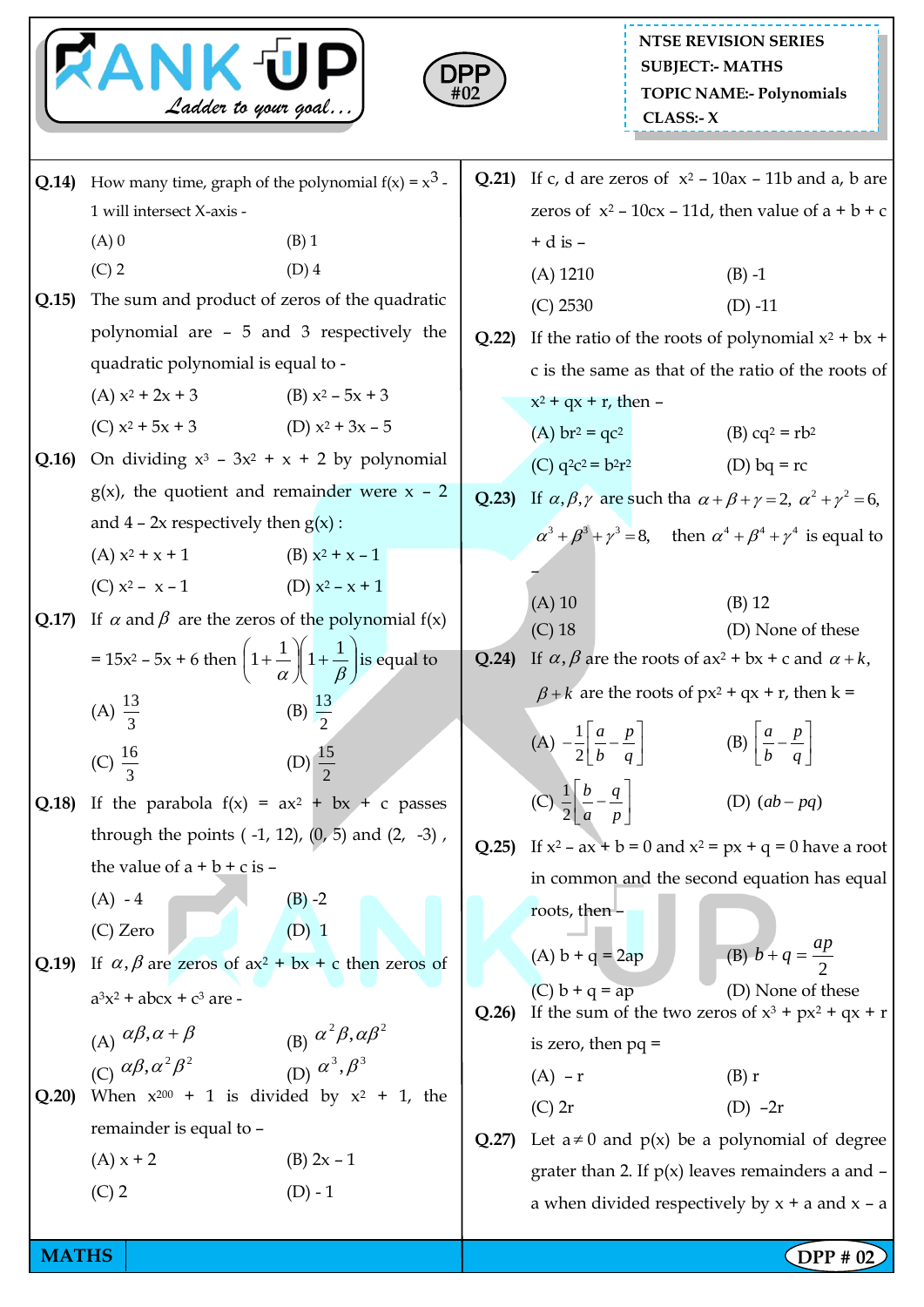**NTSE REVISION SERIES**
**SUBJECT:- MATHS**
**TOPIC NAME:- Polynomials**
**CLASS:- X**

**DPP #02**

**Q.14)** How many time, graph of the polynomial $f(x) = x^3 - 1$ will intersect X-axis -

(A) 0 (B) 1
(C) 2 (D) 4

**Q.15)** The sum and product of zeros of the quadratic polynomial are – 5 and 3 respectively the quadratic polynomial is equal to -

(A) $x^2 + 2x + 3$ (B) $x^2 - 5x + 3$
(C) $x^2 + 5x + 3$ (D) $x^2 + 3x - 5$

**Q.16)** On dividing $x^3 - 3x^2 + x + 2$ by polynomial $g(x)$, the quotient and remainder were $x - 2$ and $4 - 2x$ respectively then $g(x)$ :

(A) $x^2 + x + 1$ (B) $x^2 + x - 1$
(C) $x^2 - x - 1$ (D) $x^2 - x + 1$

**Q.17)** If $\alpha$ and $\beta$ are the zeros of the polynomial $f(x) = 15x^2 - 5x + 6$ then $\left(1+\frac{1}{\alpha}\right)\left(1+\frac{1}{\beta}\right)$ is equal to

(A) $\frac{13}{3}$ (B) $\frac{13}{2}$
(C) $\frac{16}{3}$ (D) $\frac{15}{2}$

**Q.18)** If the parabola $f(x) = ax^2 + bx + c$ passes through the points ( -1, 12), (0, 5) and (2, -3) , the value of $a + b + c$ is –

(A) - 4 (B) -2
(C) Zero (D) 1

**Q.19)** If $\alpha, \beta$ are zeros of $ax^2 + bx + c$ then zeros of $a^3x^2 + abcx + c^3$ are -

(A) $\alpha\beta, \alpha+\beta$ (B) $\alpha^2\beta, \alpha\beta^2$
(C) $\alpha\beta, \alpha^2\beta^2$ (D) $\alpha^3, \beta^3$

**Q.20)** When $x^{200} + 1$ is divided by $x^2 + 1$, the remainder is equal to –

(A) $x + 2$ (B) $2x - 1$
(C) 2 (D) - 1

**Q.21)** If c, d are zeros of $x^2 - 10ax - 11b$ and a, b are zeros of $x^2 - 10cx - 11d$, then value of $a + b + c + d$ is –

(A) 1210 (B) -1
(C) 2530 (D) -11

**Q.22)** If the ratio of the roots of polynomial $x^2 + bx + c$ is the same as that of the ratio of the roots of $x^2 + qx + r$, then –

(A) $br^2 = qc^2$ (B) $cq^2 = rb^2$
(C) $q^2c^2 = b^2r^2$ (D) $bq = rc$

**Q.23)** If $\alpha, \beta, \gamma$ are such tha $\alpha+\beta+\gamma = 2$, $\alpha^2+\gamma^2 = 6$, $\alpha^3+\beta^3+\gamma^3 = 8$, then $\alpha^4+\beta^4+\gamma^4$ is equal to –

(A) 10 (B) 12
(C) 18 (D) None of these

**Q.24)** If $\alpha, \beta$ are the roots of $ax^2 + bx + c$ and $\alpha + k$, $\beta + k$ are the roots of $px^2 + qx + r$, then k =

(A) $-\frac{1}{2}\left[\frac{a}{b}-\frac{p}{q}\right]$ (B) $\left[\frac{a}{b}-\frac{p}{q}\right]$
(C) $\frac{1}{2}\left[\frac{b}{a}-\frac{q}{p}\right]$ (D) $(ab - pq)$

**Q.25)** If $x^2 - ax + b = 0$ and $x^2 = px + q = 0$ have a root in common and the second equation has equal roots, then –

(A) $b + q = 2ap$ (B) $b + q = \frac{ap}{2}$
(C) $b + q = ap$ (D) None of these

**Q.26)** If the sum of the two zeros of $x^3 + px^2 + qx + r$ is zero, then pq =

(A) – r (B) r
(C) 2r (D) –2r

**Q.27)** Let $a \neq 0$ and $p(x)$ be a polynomial of degree grater than 2. If $p(x)$ leaves remainders a and – a when divided respectively by $x + a$ and $x - a$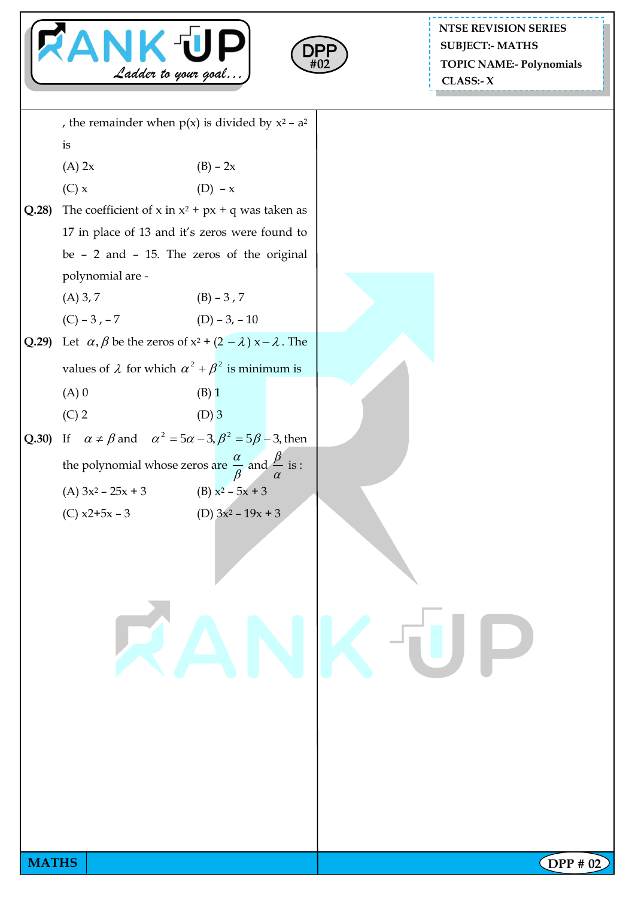, the remainder when p(x) is divided by $x^2 - a^2$ is

(A) 2x (B) – 2x

(C) x (D) – x

**Q.28)** The coefficient of x in $x^2 + px + q$ was taken as 17 in place of 13 and it's zeros were found to be – 2 and – 15. The zeros of the original polynomial are -

(A) 3, 7 (B) – 3 , 7

(C) – 3 , – 7 (D) – 3, – 10

**Q.29)** Let $\alpha, \beta$ be the zeros of $x^2 + (2 - \lambda)x - \lambda$. The values of $\lambda$ for which $\alpha^2 + \beta^2$ is minimum is

(A) 0 (B) 1

(C) 2 (D) 3

**Q.30)** If $\alpha \neq \beta$ and $\alpha^2 = 5\alpha - 3, \beta^2 = 5\beta - 3$, then the polynomial whose zeros are $\frac{\alpha}{\beta}$ and $\frac{\beta}{\alpha}$ is :

(A) $3x^2 - 25x + 3$ (B) $x^2 - 5x + 3$

(C) x2+5x – 3 (D) $3x^2 - 19x + 3$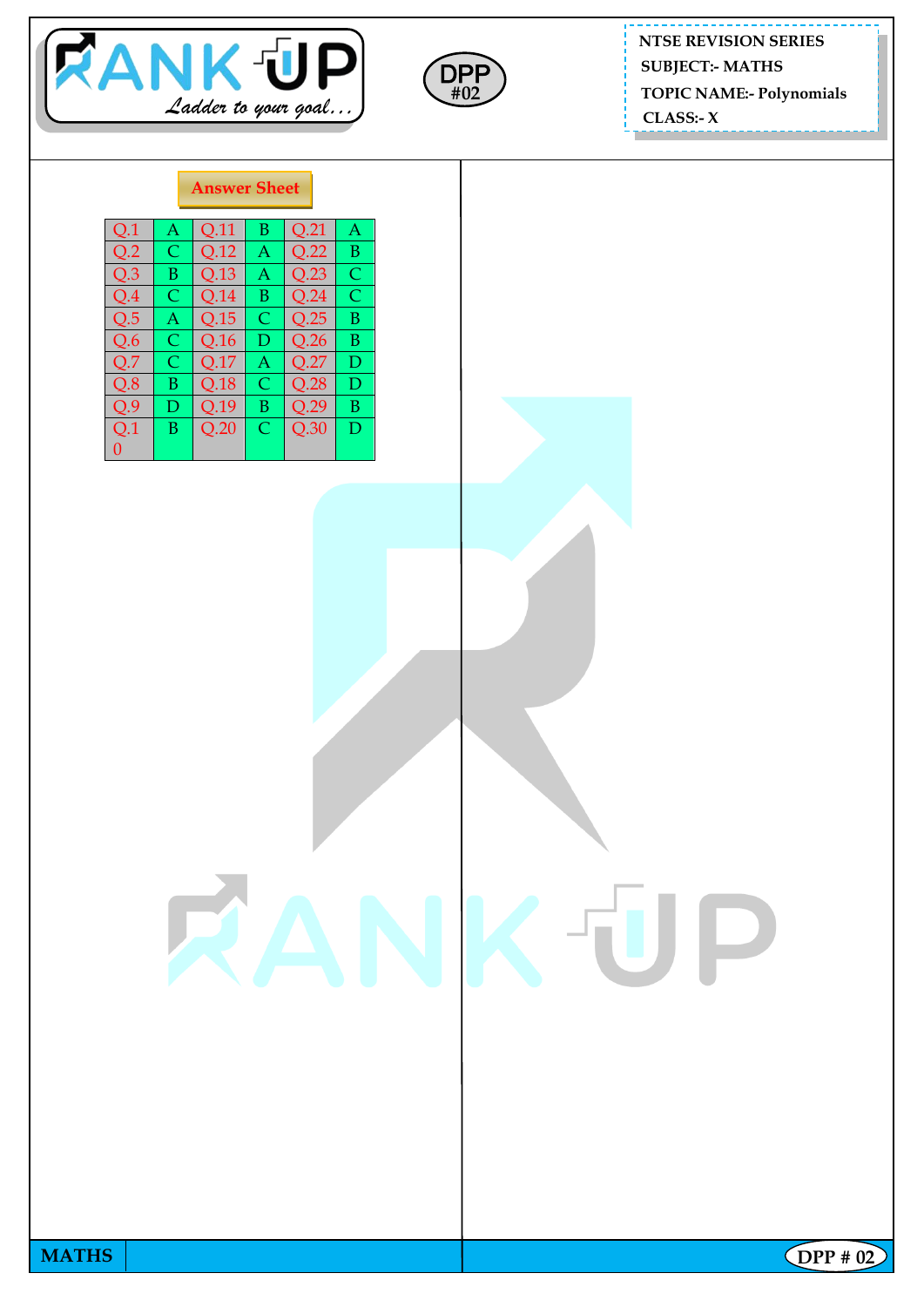## Answer Sheet

| | | | | | |
|---|---|---|---|---|---|
| Q.1 | A | Q.11 | B | Q.21 | A |
| Q.2 | C | Q.12 | A | Q.22 | B |
| Q.3 | B | Q.13 | A | Q.23 | C |
| Q.4 | C | Q.14 | B | Q.24 | C |
| Q.5 | A | Q.15 | C | Q.25 | B |
| Q.6 | C | Q.16 | D | Q.26 | B |
| Q.7 | C | Q.17 | A | Q.27 | D |
| Q.8 | B | Q.18 | C | Q.28 | D |
| Q.9 | D | Q.19 | B | Q.29 | B |
| Q.10 | B | Q.20 | C | Q.30 | D |